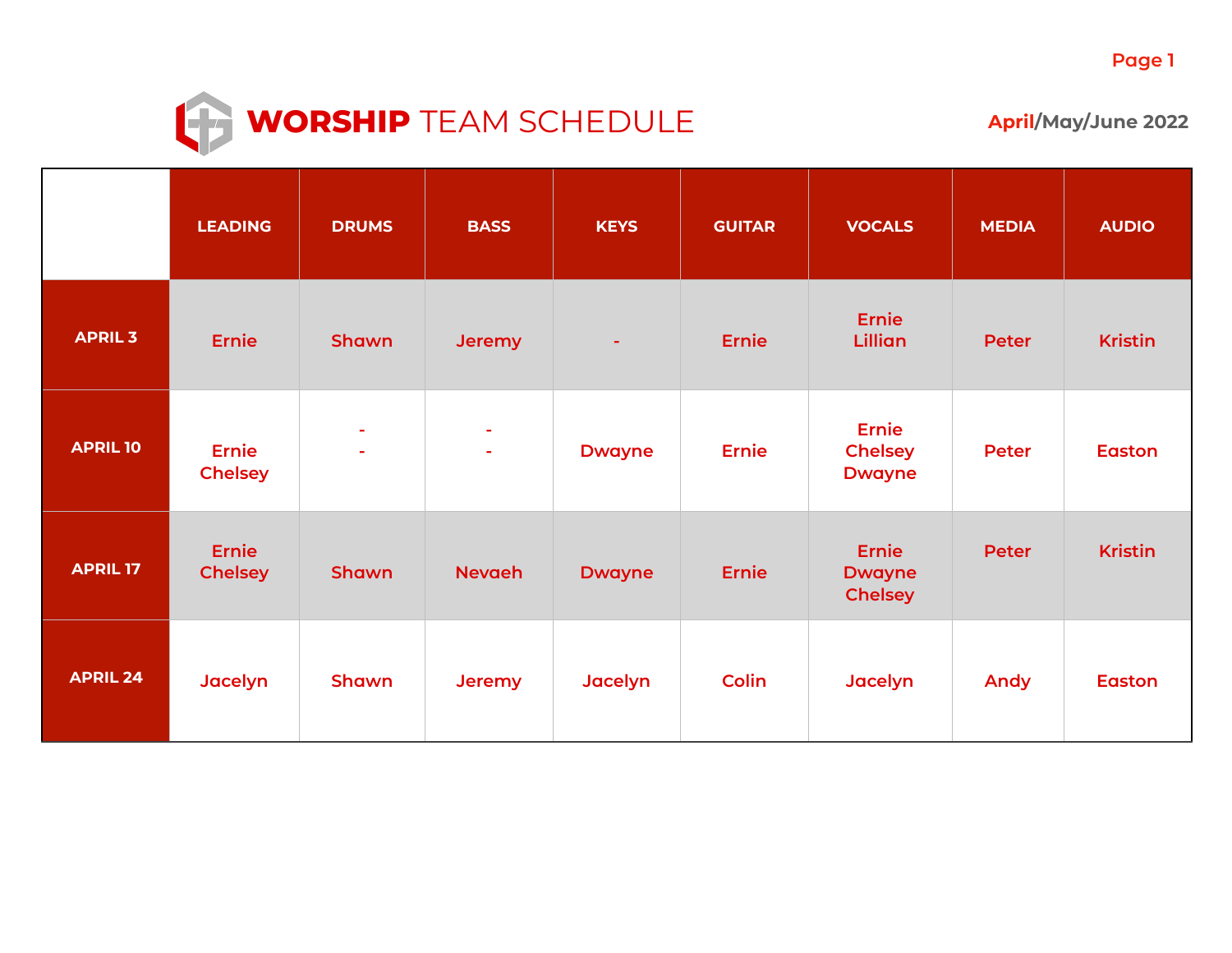# WORSHIP TEAM SCHEDULE

April/May/June 2022

| | LEADING | DRUMS | BASS | KEYS | GUITAR | VOCALS | MEDIA | AUDIO |
|---|---|---|---|---|---|---|---|---|
| APRIL 3 | Ernie | Shawn | Jeremy | - | Ernie | Ernie<br>Lillian | Peter | Kristin |
| APRIL 10 | Ernie<br>Chelsey | -<br>- | -<br>- | Dwayne | Ernie | Ernie<br>Chelsey<br>Dwayne | Peter | Easton |
| APRIL 17 | Ernie<br>Chelsey | Shawn | Nevaeh | Dwayne | Ernie | Ernie<br>Dwayne<br>Chelsey | Peter | Kristin |
| APRIL 24 | Jacelyn | Shawn | Jeremy | Jacelyn | Colin | Jacelyn | Andy | Easton |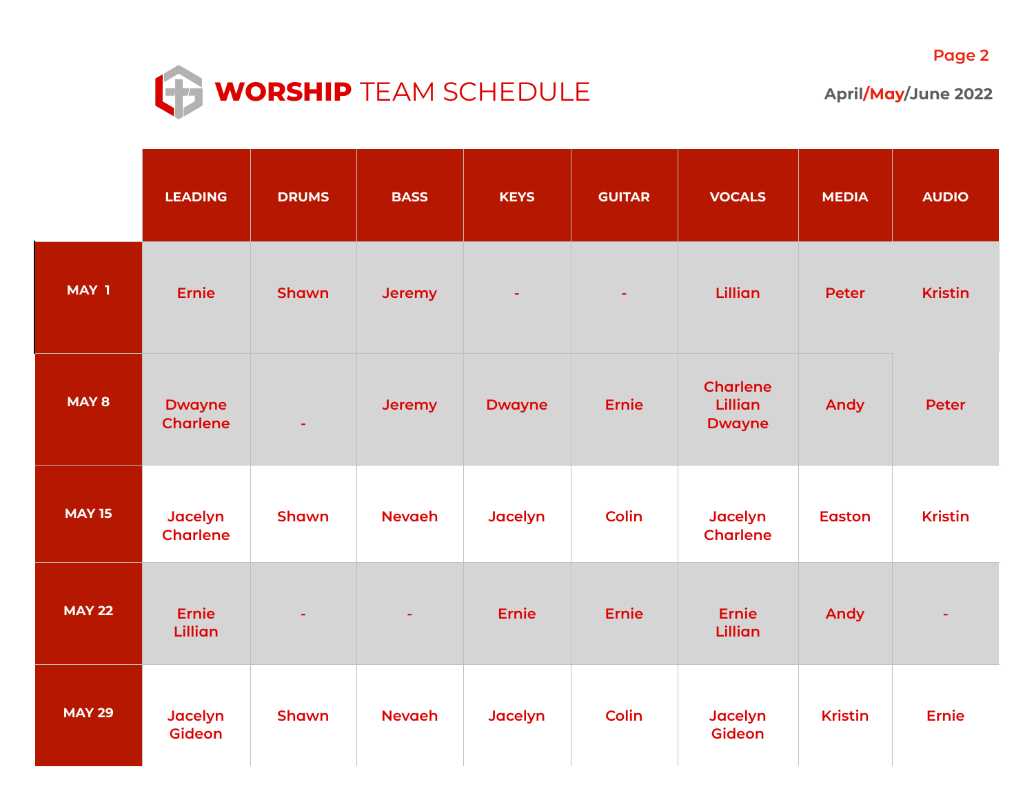# WORSHIP TEAM SCHEDULE

April/May/June 2022

| | LEADING | DRUMS | BASS | KEYS | GUITAR | VOCALS | MEDIA | AUDIO |
|---|---|---|---|---|---|---|---|---|
| MAY 1 | Ernie | Shawn | Jeremy | - | - | Lillian | Peter | Kristin |
| MAY 8 | Dwayne Charlene | - | Jeremy | Dwayne | Ernie | Charlene Lillian Dwayne | Andy | Peter |
| MAY 15 | Jacelyn Charlene | Shawn | Nevaeh | Jacelyn | Colin | Jacelyn Charlene | Easton | Kristin |
| MAY 22 | Ernie Lillian | - | - | Ernie | Ernie | Ernie Lillian | Andy | - |
| MAY 29 | Jacelyn Gideon | Shawn | Nevaeh | Jacelyn | Colin | Jacelyn Gideon | Kristin | Ernie |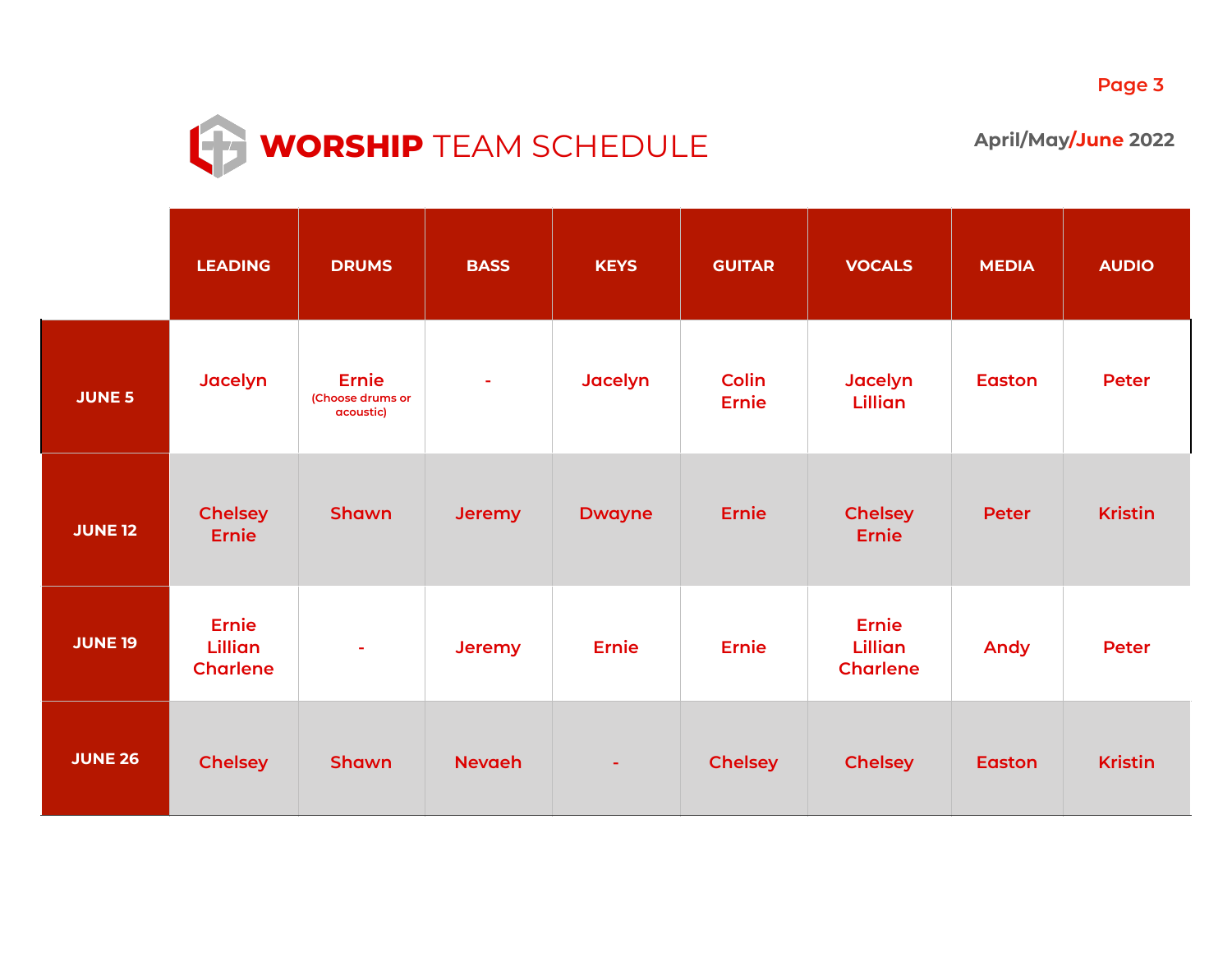# WORSHIP TEAM SCHEDULE

April/May/June 2022

| | LEADING | DRUMS | BASS | KEYS | GUITAR | VOCALS | MEDIA | AUDIO |
|---|---|---|---|---|---|---|---|---|
| JUNE 5 | Jacelyn | Ernie (Choose drums or acoustic) | - | Jacelyn | Colin Ernie | Jacelyn Lillian | Easton | Peter |
| JUNE 12 | Chelsey Ernie | Shawn | Jeremy | Dwayne | Ernie | Chelsey Ernie | Peter | Kristin |
| JUNE 19 | Ernie Lillian Charlene | - | Jeremy | Ernie | Ernie | Ernie Lillian Charlene | Andy | Peter |
| JUNE 26 | Chelsey | Shawn | Nevaeh | - | Chelsey | Chelsey | Easton | Kristin |